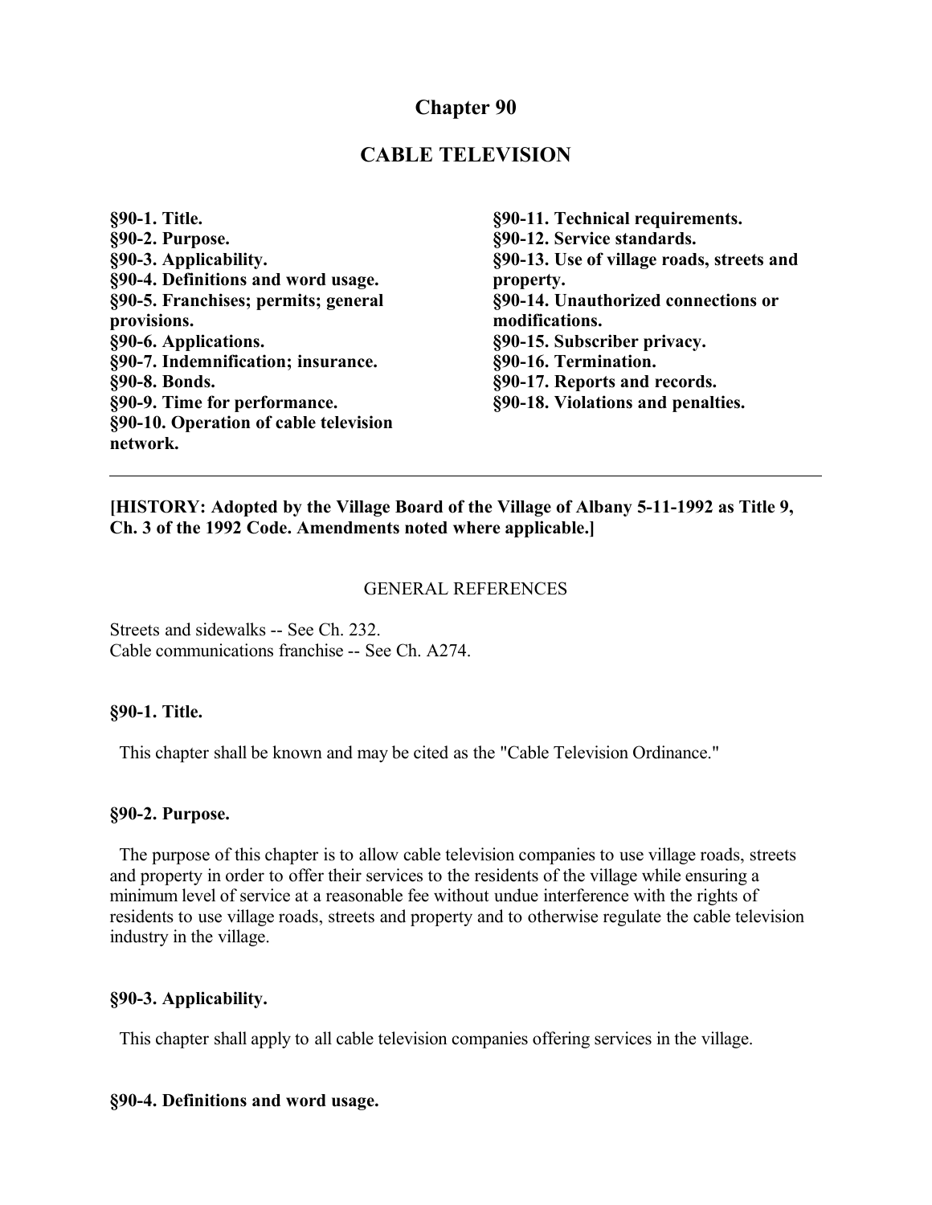# Chapter 90

# CABLE TELEVISION

**§90-1. Title.**
**§90-2. Purpose.**
**§90-3. Applicability.**
**§90-4. Definitions and word usage.**
**§90-5. Franchises; permits; general provisions.**
**§90-6. Applications.**
**§90-7. Indemnification; insurance.**
**§90-8. Bonds.**
**§90-9. Time for performance.**
**§90-10. Operation of cable television network.**
**§90-11. Technical requirements.**
**§90-12. Service standards.**
**§90-13. Use of village roads, streets and property.**
**§90-14. Unauthorized connections or modifications.**
**§90-15. Subscriber privacy.**
**§90-16. Termination.**
**§90-17. Reports and records.**
**§90-18. Violations and penalties.**

---

**[HISTORY: Adopted by the Village Board of the Village of Albany 5-11-1992 as Title 9, Ch. 3 of the 1992 Code. Amendments noted where applicable.]**

GENERAL REFERENCES

Streets and sidewalks -- See Ch. 232.
Cable communications franchise -- See Ch. A274.

### §90-1. Title.

This chapter shall be known and may be cited as the "Cable Television Ordinance."

### §90-2. Purpose.

The purpose of this chapter is to allow cable television companies to use village roads, streets and property in order to offer their services to the residents of the village while ensuring a minimum level of service at a reasonable fee without undue interference with the rights of residents to use village roads, streets and property and to otherwise regulate the cable television industry in the village.

### §90-3. Applicability.

This chapter shall apply to all cable television companies offering services in the village.

### §90-4. Definitions and word usage.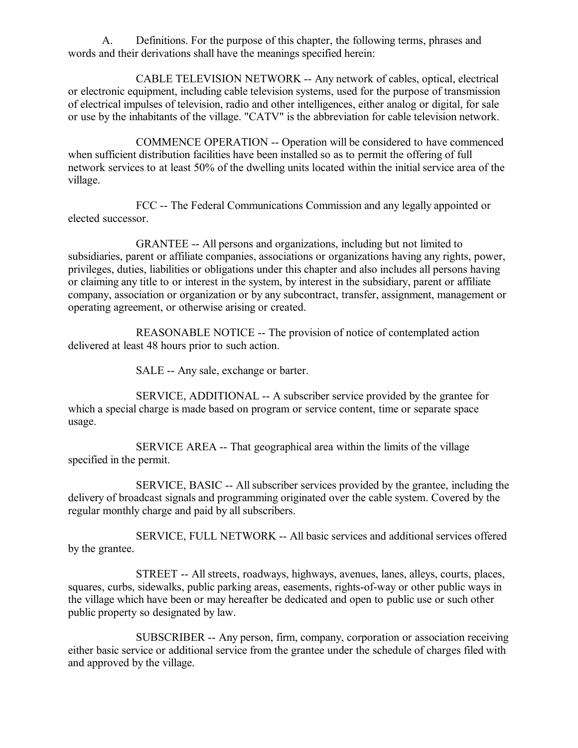A. Definitions. For the purpose of this chapter, the following terms, phrases and words and their derivations shall have the meanings specified herein:

CABLE TELEVISION NETWORK -- Any network of cables, optical, electrical or electronic equipment, including cable television systems, used for the purpose of transmission of electrical impulses of television, radio and other intelligences, either analog or digital, for sale or use by the inhabitants of the village. "CATV" is the abbreviation for cable television network.

COMMENCE OPERATION -- Operation will be considered to have commenced when sufficient distribution facilities have been installed so as to permit the offering of full network services to at least 50% of the dwelling units located within the initial service area of the village.

FCC -- The Federal Communications Commission and any legally appointed or elected successor.

GRANTEE -- All persons and organizations, including but not limited to subsidiaries, parent or affiliate companies, associations or organizations having any rights, power, privileges, duties, liabilities or obligations under this chapter and also includes all persons having or claiming any title to or interest in the system, by interest in the subsidiary, parent or affiliate company, association or organization or by any subcontract, transfer, assignment, management or operating agreement, or otherwise arising or created.

REASONABLE NOTICE -- The provision of notice of contemplated action delivered at least 48 hours prior to such action.

SALE -- Any sale, exchange or barter.

SERVICE, ADDITIONAL -- A subscriber service provided by the grantee for which a special charge is made based on program or service content, time or separate space usage.

SERVICE AREA -- That geographical area within the limits of the village specified in the permit.

SERVICE, BASIC -- All subscriber services provided by the grantee, including the delivery of broadcast signals and programming originated over the cable system. Covered by the regular monthly charge and paid by all subscribers.

SERVICE, FULL NETWORK -- All basic services and additional services offered by the grantee.

STREET -- All streets, roadways, highways, avenues, lanes, alleys, courts, places, squares, curbs, sidewalks, public parking areas, easements, rights-of-way or other public ways in the village which have been or may hereafter be dedicated and open to public use or such other public property so designated by law.

SUBSCRIBER -- Any person, firm, company, corporation or association receiving either basic service or additional service from the grantee under the schedule of charges filed with and approved by the village.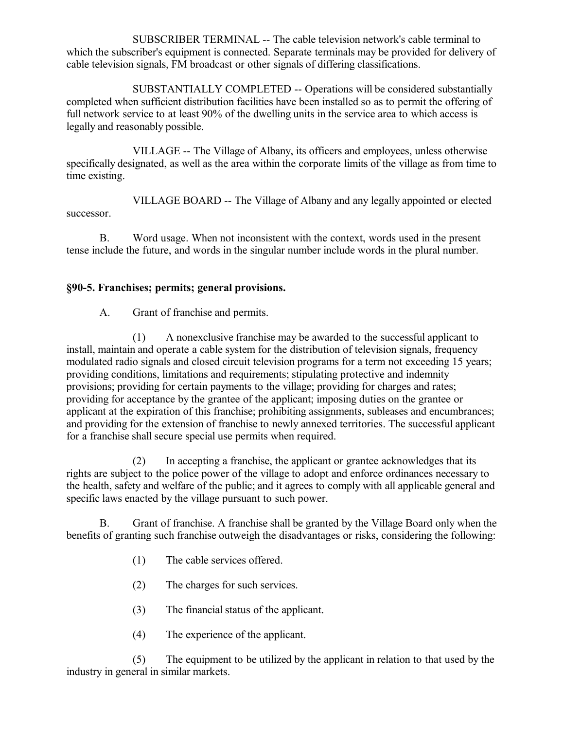SUBSCRIBER TERMINAL -- The cable television network's cable terminal to which the subscriber's equipment is connected. Separate terminals may be provided for delivery of cable television signals, FM broadcast or other signals of differing classifications.

SUBSTANTIALLY COMPLETED -- Operations will be considered substantially completed when sufficient distribution facilities have been installed so as to permit the offering of full network service to at least 90% of the dwelling units in the service area to which access is legally and reasonably possible.

VILLAGE -- The Village of Albany, its officers and employees, unless otherwise specifically designated, as well as the area within the corporate limits of the village as from time to time existing.

VILLAGE BOARD -- The Village of Albany and any legally appointed or elected successor.

B. Word usage. When not inconsistent with the context, words used in the present tense include the future, and words in the singular number include words in the plural number.

### §90-5. Franchises; permits; general provisions.

A. Grant of franchise and permits.

(1) A nonexclusive franchise may be awarded to the successful applicant to install, maintain and operate a cable system for the distribution of television signals, frequency modulated radio signals and closed circuit television programs for a term not exceeding 15 years; providing conditions, limitations and requirements; stipulating protective and indemnity provisions; providing for certain payments to the village; providing for charges and rates; providing for acceptance by the grantee of the applicant; imposing duties on the grantee or applicant at the expiration of this franchise; prohibiting assignments, subleases and encumbrances; and providing for the extension of franchise to newly annexed territories. The successful applicant for a franchise shall secure special use permits when required.

(2) In accepting a franchise, the applicant or grantee acknowledges that its rights are subject to the police power of the village to adopt and enforce ordinances necessary to the health, safety and welfare of the public; and it agrees to comply with all applicable general and specific laws enacted by the village pursuant to such power.

B. Grant of franchise. A franchise shall be granted by the Village Board only when the benefits of granting such franchise outweigh the disadvantages or risks, considering the following:

(1) The cable services offered.

(2) The charges for such services.

(3) The financial status of the applicant.

(4) The experience of the applicant.

(5) The equipment to be utilized by the applicant in relation to that used by the industry in general in similar markets.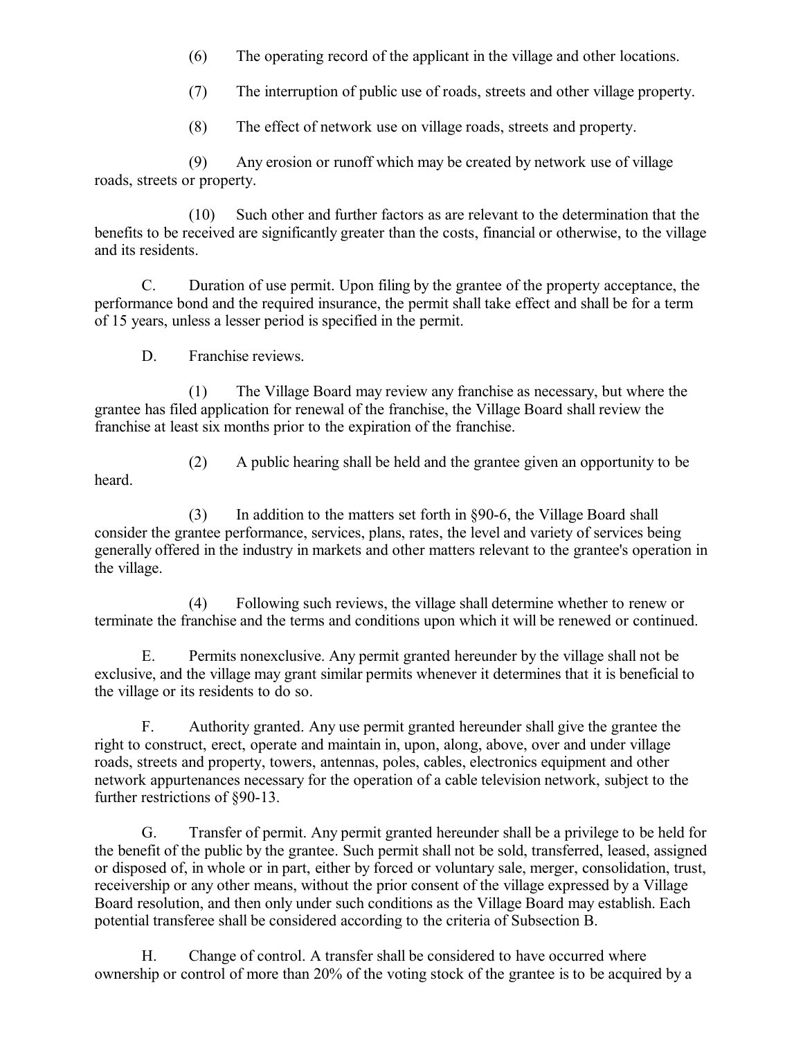(6) The operating record of the applicant in the village and other locations.

(7) The interruption of public use of roads, streets and other village property.

(8) The effect of network use on village roads, streets and property.

(9) Any erosion or runoff which may be created by network use of village roads, streets or property.

(10) Such other and further factors as are relevant to the determination that the benefits to be received are significantly greater than the costs, financial or otherwise, to the village and its residents.

C. Duration of use permit. Upon filing by the grantee of the property acceptance, the performance bond and the required insurance, the permit shall take effect and shall be for a term of 15 years, unless a lesser period is specified in the permit.

D. Franchise reviews.

(1) The Village Board may review any franchise as necessary, but where the grantee has filed application for renewal of the franchise, the Village Board shall review the franchise at least six months prior to the expiration of the franchise.

(2) A public hearing shall be held and the grantee given an opportunity to be heard.

(3) In addition to the matters set forth in §90-6, the Village Board shall consider the grantee performance, services, plans, rates, the level and variety of services being generally offered in the industry in markets and other matters relevant to the grantee's operation in the village.

(4) Following such reviews, the village shall determine whether to renew or terminate the franchise and the terms and conditions upon which it will be renewed or continued.

E. Permits nonexclusive. Any permit granted hereunder by the village shall not be exclusive, and the village may grant similar permits whenever it determines that it is beneficial to the village or its residents to do so.

F. Authority granted. Any use permit granted hereunder shall give the grantee the right to construct, erect, operate and maintain in, upon, along, above, over and under village roads, streets and property, towers, antennas, poles, cables, electronics equipment and other network appurtenances necessary for the operation of a cable television network, subject to the further restrictions of §90-13.

G. Transfer of permit. Any permit granted hereunder shall be a privilege to be held for the benefit of the public by the grantee. Such permit shall not be sold, transferred, leased, assigned or disposed of, in whole or in part, either by forced or voluntary sale, merger, consolidation, trust, receivership or any other means, without the prior consent of the village expressed by a Village Board resolution, and then only under such conditions as the Village Board may establish. Each potential transferee shall be considered according to the criteria of Subsection B.

H. Change of control. A transfer shall be considered to have occurred where ownership or control of more than 20% of the voting stock of the grantee is to be acquired by a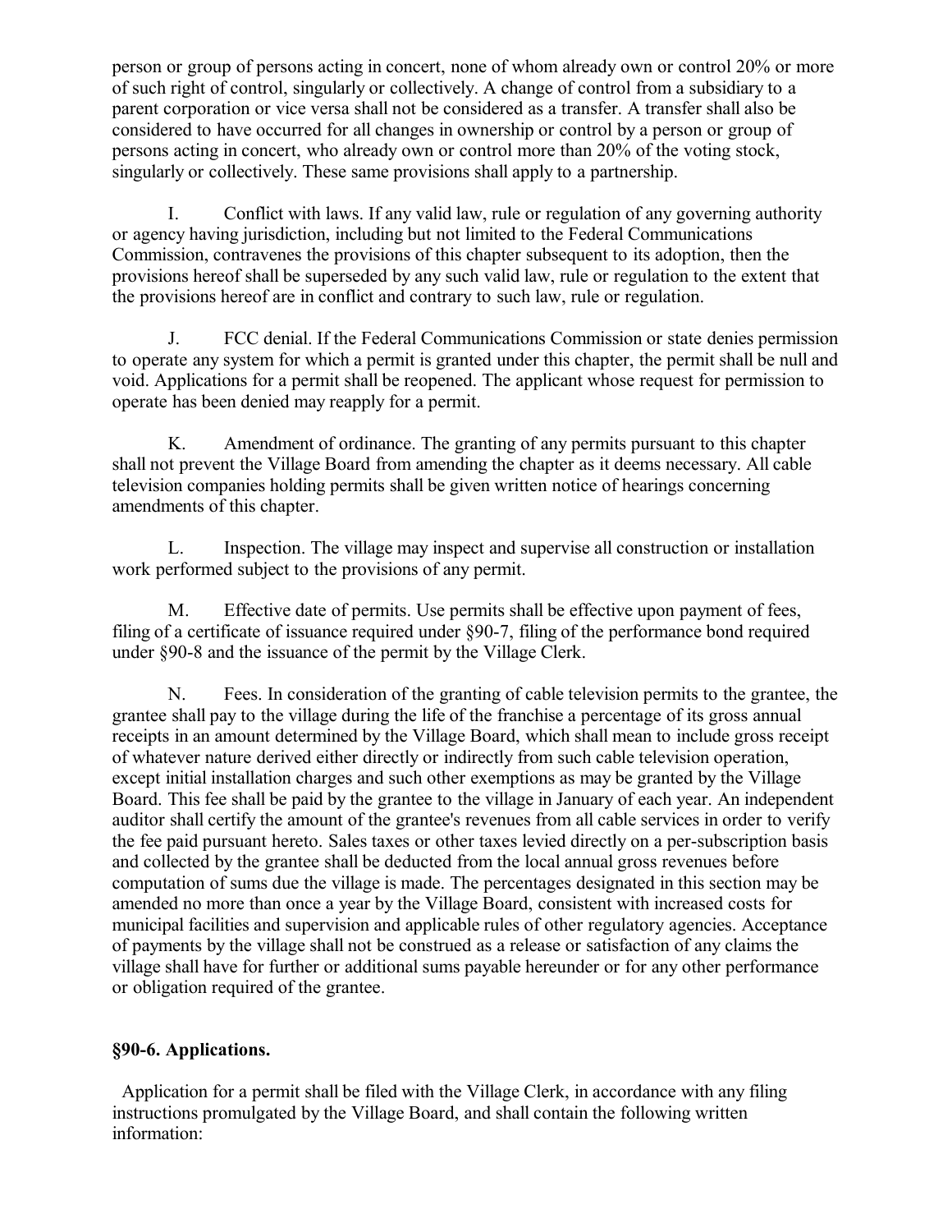person or group of persons acting in concert, none of whom already own or control 20% or more of such right of control, singularly or collectively. A change of control from a subsidiary to a parent corporation or vice versa shall not be considered as a transfer. A transfer shall also be considered to have occurred for all changes in ownership or control by a person or group of persons acting in concert, who already own or control more than 20% of the voting stock, singularly or collectively. These same provisions shall apply to a partnership.

I. Conflict with laws. If any valid law, rule or regulation of any governing authority or agency having jurisdiction, including but not limited to the Federal Communications Commission, contravenes the provisions of this chapter subsequent to its adoption, then the provisions hereof shall be superseded by any such valid law, rule or regulation to the extent that the provisions hereof are in conflict and contrary to such law, rule or regulation.

J. FCC denial. If the Federal Communications Commission or state denies permission to operate any system for which a permit is granted under this chapter, the permit shall be null and void. Applications for a permit shall be reopened. The applicant whose request for permission to operate has been denied may reapply for a permit.

K. Amendment of ordinance. The granting of any permits pursuant to this chapter shall not prevent the Village Board from amending the chapter as it deems necessary. All cable television companies holding permits shall be given written notice of hearings concerning amendments of this chapter.

L. Inspection. The village may inspect and supervise all construction or installation work performed subject to the provisions of any permit.

M. Effective date of permits. Use permits shall be effective upon payment of fees, filing of a certificate of issuance required under §90-7, filing of the performance bond required under §90-8 and the issuance of the permit by the Village Clerk.

N. Fees. In consideration of the granting of cable television permits to the grantee, the grantee shall pay to the village during the life of the franchise a percentage of its gross annual receipts in an amount determined by the Village Board, which shall mean to include gross receipt of whatever nature derived either directly or indirectly from such cable television operation, except initial installation charges and such other exemptions as may be granted by the Village Board. This fee shall be paid by the grantee to the village in January of each year. An independent auditor shall certify the amount of the grantee's revenues from all cable services in order to verify the fee paid pursuant hereto. Sales taxes or other taxes levied directly on a per-subscription basis and collected by the grantee shall be deducted from the local annual gross revenues before computation of sums due the village is made. The percentages designated in this section may be amended no more than once a year by the Village Board, consistent with increased costs for municipal facilities and supervision and applicable rules of other regulatory agencies. Acceptance of payments by the village shall not be construed as a release or satisfaction of any claims the village shall have for further or additional sums payable hereunder or for any other performance or obligation required of the grantee.

### §90-6. Applications.

Application for a permit shall be filed with the Village Clerk, in accordance with any filing instructions promulgated by the Village Board, and shall contain the following written information: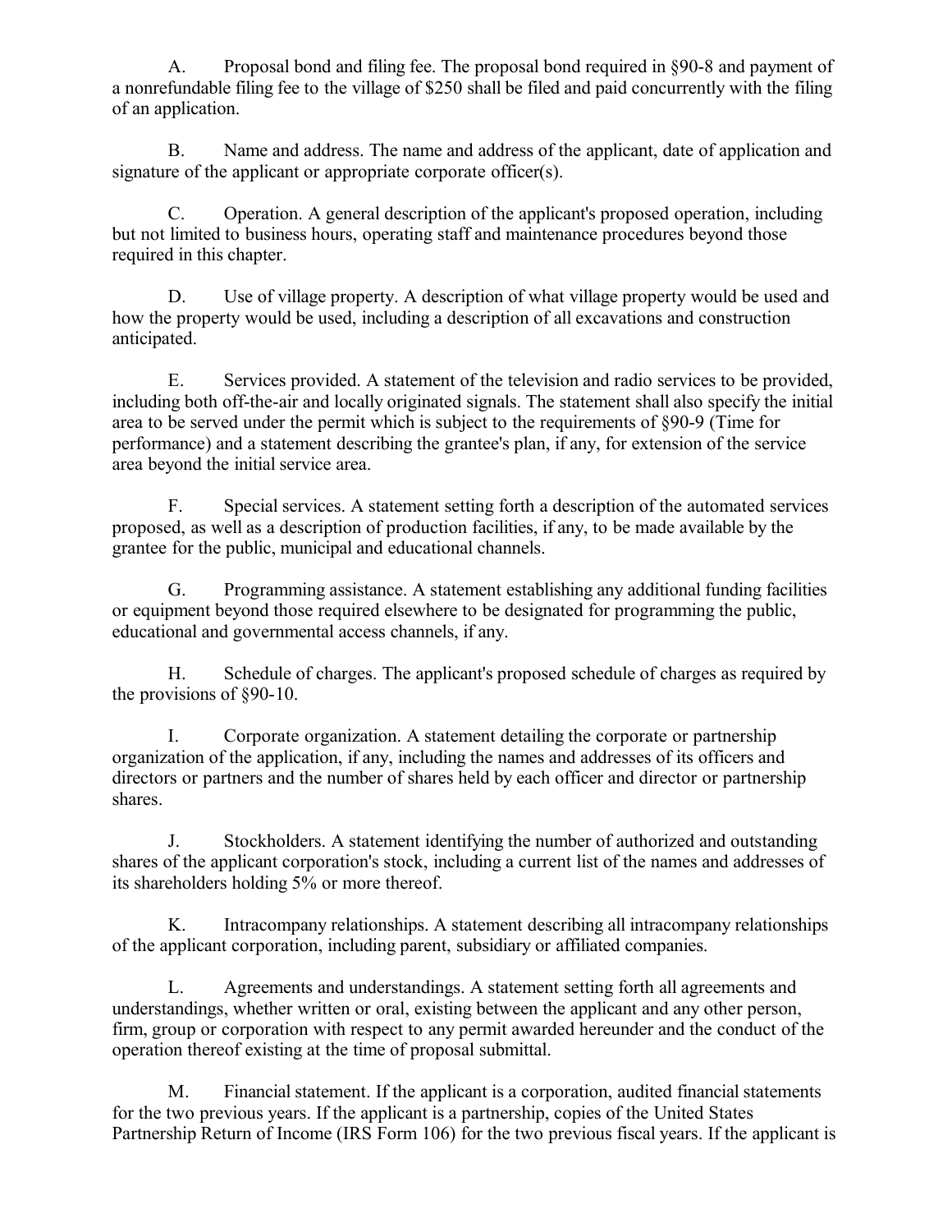A. Proposal bond and filing fee. The proposal bond required in §90-8 and payment of a nonrefundable filing fee to the village of $250 shall be filed and paid concurrently with the filing of an application.

B. Name and address. The name and address of the applicant, date of application and signature of the applicant or appropriate corporate officer(s).

C. Operation. A general description of the applicant's proposed operation, including but not limited to business hours, operating staff and maintenance procedures beyond those required in this chapter.

D. Use of village property. A description of what village property would be used and how the property would be used, including a description of all excavations and construction anticipated.

E. Services provided. A statement of the television and radio services to be provided, including both off-the-air and locally originated signals. The statement shall also specify the initial area to be served under the permit which is subject to the requirements of §90-9 (Time for performance) and a statement describing the grantee's plan, if any, for extension of the service area beyond the initial service area.

F. Special services. A statement setting forth a description of the automated services proposed, as well as a description of production facilities, if any, to be made available by the grantee for the public, municipal and educational channels.

G. Programming assistance. A statement establishing any additional funding facilities or equipment beyond those required elsewhere to be designated for programming the public, educational and governmental access channels, if any.

H. Schedule of charges. The applicant's proposed schedule of charges as required by the provisions of §90-10.

I. Corporate organization. A statement detailing the corporate or partnership organization of the application, if any, including the names and addresses of its officers and directors or partners and the number of shares held by each officer and director or partnership shares.

J. Stockholders. A statement identifying the number of authorized and outstanding shares of the applicant corporation's stock, including a current list of the names and addresses of its shareholders holding 5% or more thereof.

K. Intracompany relationships. A statement describing all intracompany relationships of the applicant corporation, including parent, subsidiary or affiliated companies.

L. Agreements and understandings. A statement setting forth all agreements and understandings, whether written or oral, existing between the applicant and any other person, firm, group or corporation with respect to any permit awarded hereunder and the conduct of the operation thereof existing at the time of proposal submittal.

M. Financial statement. If the applicant is a corporation, audited financial statements for the two previous years. If the applicant is a partnership, copies of the United States Partnership Return of Income (IRS Form 106) for the two previous fiscal years. If the applicant is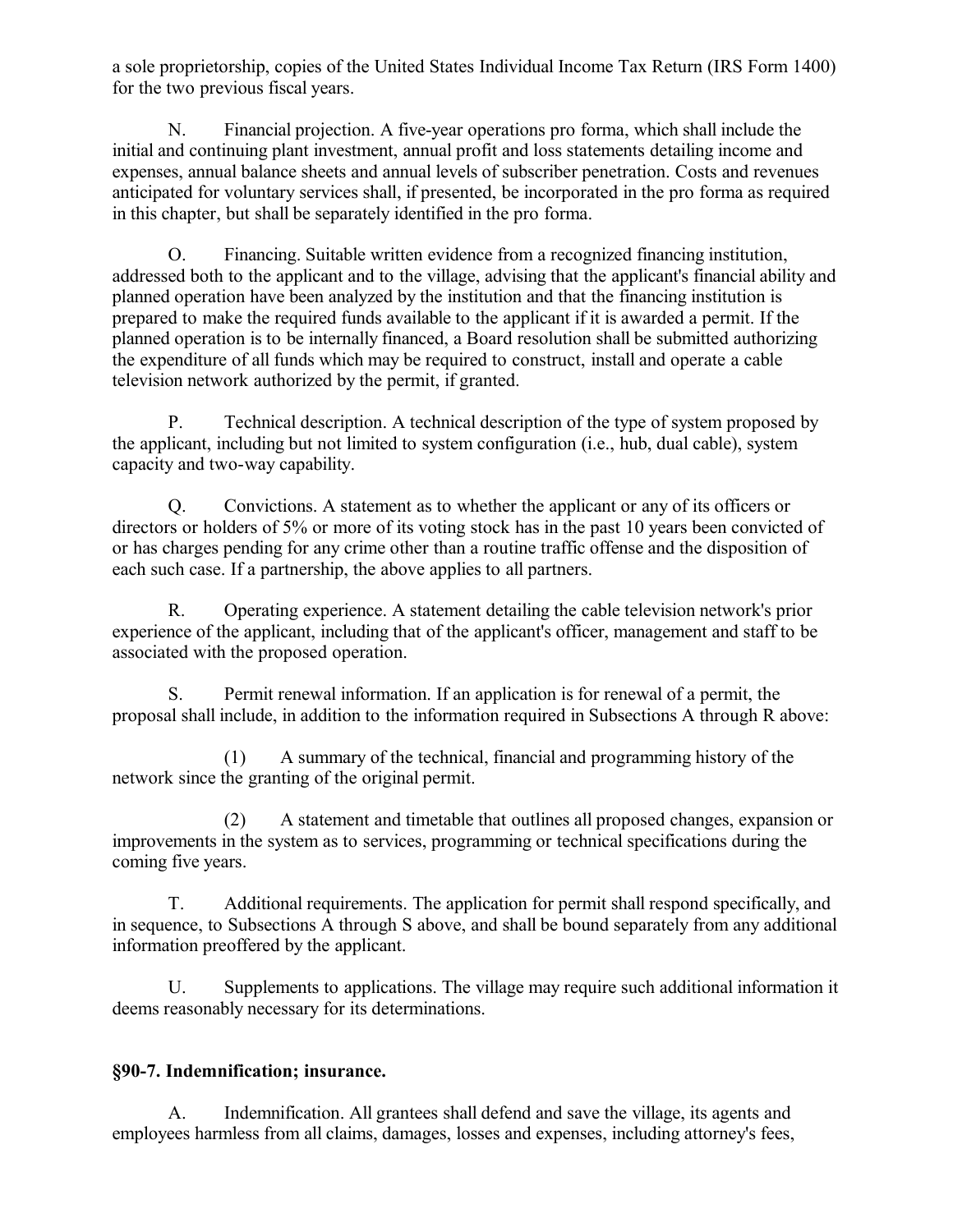a sole proprietorship, copies of the United States Individual Income Tax Return (IRS Form 1400) for the two previous fiscal years.

N. Financial projection. A five-year operations pro forma, which shall include the initial and continuing plant investment, annual profit and loss statements detailing income and expenses, annual balance sheets and annual levels of subscriber penetration. Costs and revenues anticipated for voluntary services shall, if presented, be incorporated in the pro forma as required in this chapter, but shall be separately identified in the pro forma.

O. Financing. Suitable written evidence from a recognized financing institution, addressed both to the applicant and to the village, advising that the applicant's financial ability and planned operation have been analyzed by the institution and that the financing institution is prepared to make the required funds available to the applicant if it is awarded a permit. If the planned operation is to be internally financed, a Board resolution shall be submitted authorizing the expenditure of all funds which may be required to construct, install and operate a cable television network authorized by the permit, if granted.

P. Technical description. A technical description of the type of system proposed by the applicant, including but not limited to system configuration (i.e., hub, dual cable), system capacity and two-way capability.

Q. Convictions. A statement as to whether the applicant or any of its officers or directors or holders of 5% or more of its voting stock has in the past 10 years been convicted of or has charges pending for any crime other than a routine traffic offense and the disposition of each such case. If a partnership, the above applies to all partners.

R. Operating experience. A statement detailing the cable television network's prior experience of the applicant, including that of the applicant's officer, management and staff to be associated with the proposed operation.

S. Permit renewal information. If an application is for renewal of a permit, the proposal shall include, in addition to the information required in Subsections A through R above:

(1) A summary of the technical, financial and programming history of the network since the granting of the original permit.

(2) A statement and timetable that outlines all proposed changes, expansion or improvements in the system as to services, programming or technical specifications during the coming five years.

T. Additional requirements. The application for permit shall respond specifically, and in sequence, to Subsections A through S above, and shall be bound separately from any additional information preoffered by the applicant.

U. Supplements to applications. The village may require such additional information it deems reasonably necessary for its determinations.

### §90-7. Indemnification; insurance.

A. Indemnification. All grantees shall defend and save the village, its agents and employees harmless from all claims, damages, losses and expenses, including attorney's fees,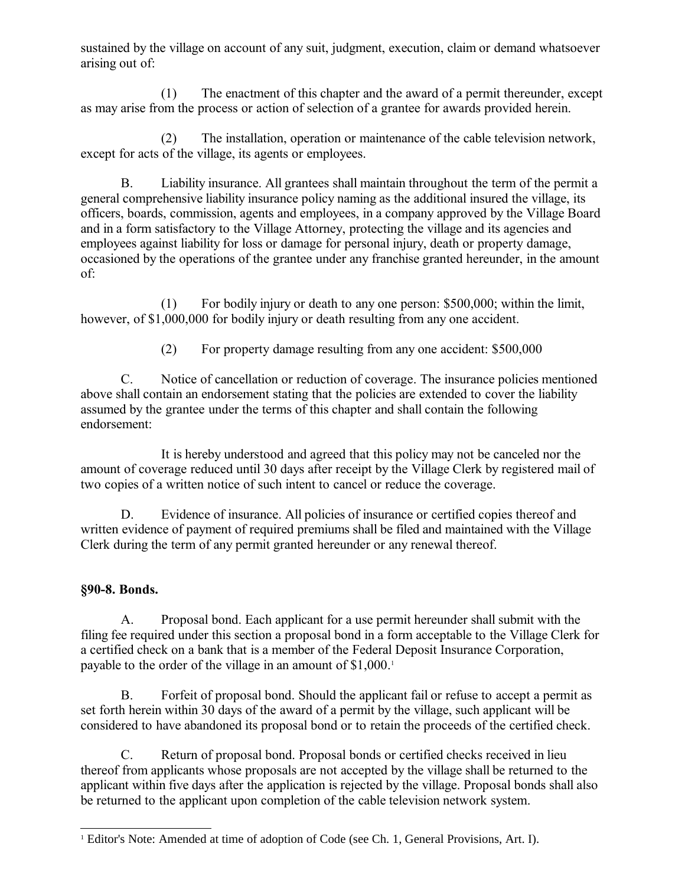sustained by the village on account of any suit, judgment, execution, claim or demand whatsoever arising out of:

(1) The enactment of this chapter and the award of a permit thereunder, except as may arise from the process or action of selection of a grantee for awards provided herein.

(2) The installation, operation or maintenance of the cable television network, except for acts of the village, its agents or employees.

B. Liability insurance. All grantees shall maintain throughout the term of the permit a general comprehensive liability insurance policy naming as the additional insured the village, its officers, boards, commission, agents and employees, in a company approved by the Village Board and in a form satisfactory to the Village Attorney, protecting the village and its agencies and employees against liability for loss or damage for personal injury, death or property damage, occasioned by the operations of the grantee under any franchise granted hereunder, in the amount of:

(1) For bodily injury or death to any one person: $500,000; within the limit, however, of $1,000,000 for bodily injury or death resulting from any one accident.

(2) For property damage resulting from any one accident: $500,000

C. Notice of cancellation or reduction of coverage. The insurance policies mentioned above shall contain an endorsement stating that the policies are extended to cover the liability assumed by the grantee under the terms of this chapter and shall contain the following endorsement:

It is hereby understood and agreed that this policy may not be canceled nor the amount of coverage reduced until 30 days after receipt by the Village Clerk by registered mail of two copies of a written notice of such intent to cancel or reduce the coverage.

D. Evidence of insurance. All policies of insurance or certified copies thereof and written evidence of payment of required premiums shall be filed and maintained with the Village Clerk during the term of any permit granted hereunder or any renewal thereof.

**§90-8. Bonds.**

A. Proposal bond. Each applicant for a use permit hereunder shall submit with the filing fee required under this section a proposal bond in a form acceptable to the Village Clerk for a certified check on a bank that is a member of the Federal Deposit Insurance Corporation, payable to the order of the village in an amount of $1,000.[1]

B. Forfeit of proposal bond. Should the applicant fail or refuse to accept a permit as set forth herein within 30 days of the award of a permit by the village, such applicant will be considered to have abandoned its proposal bond or to retain the proceeds of the certified check.

C. Return of proposal bond. Proposal bonds or certified checks received in lieu thereof from applicants whose proposals are not accepted by the village shall be returned to the applicant within five days after the application is rejected by the village. Proposal bonds shall also be returned to the applicant upon completion of the cable television network system.

[1] Editor's Note: Amended at time of adoption of Code (see Ch. 1, General Provisions, Art. I).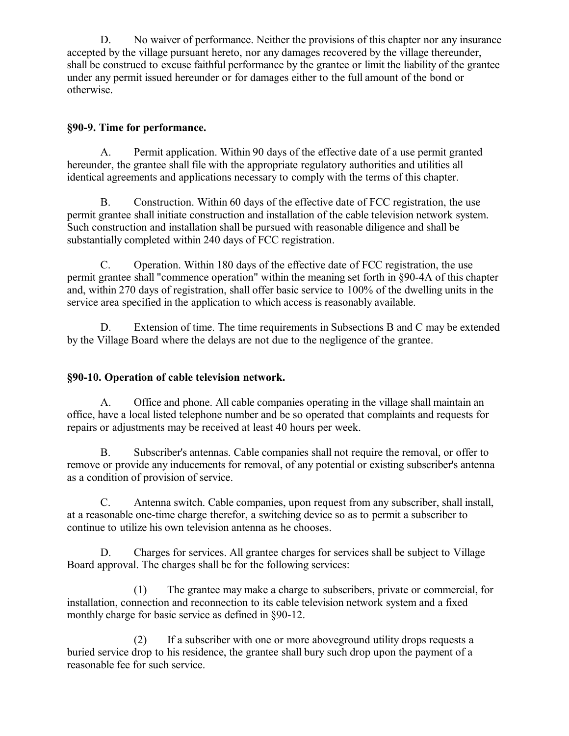D. No waiver of performance. Neither the provisions of this chapter nor any insurance accepted by the village pursuant hereto, nor any damages recovered by the village thereunder, shall be construed to excuse faithful performance by the grantee or limit the liability of the grantee under any permit issued hereunder or for damages either to the full amount of the bond or otherwise.

### §90-9. Time for performance.

A. Permit application. Within 90 days of the effective date of a use permit granted hereunder, the grantee shall file with the appropriate regulatory authorities and utilities all identical agreements and applications necessary to comply with the terms of this chapter.

B. Construction. Within 60 days of the effective date of FCC registration, the use permit grantee shall initiate construction and installation of the cable television network system. Such construction and installation shall be pursued with reasonable diligence and shall be substantially completed within 240 days of FCC registration.

C. Operation. Within 180 days of the effective date of FCC registration, the use permit grantee shall "commence operation" within the meaning set forth in §90-4A of this chapter and, within 270 days of registration, shall offer basic service to 100% of the dwelling units in the service area specified in the application to which access is reasonably available.

D. Extension of time. The time requirements in Subsections B and C may be extended by the Village Board where the delays are not due to the negligence of the grantee.

### §90-10. Operation of cable television network.

A. Office and phone. All cable companies operating in the village shall maintain an office, have a local listed telephone number and be so operated that complaints and requests for repairs or adjustments may be received at least 40 hours per week.

B. Subscriber's antennas. Cable companies shall not require the removal, or offer to remove or provide any inducements for removal, of any potential or existing subscriber's antenna as a condition of provision of service.

C. Antenna switch. Cable companies, upon request from any subscriber, shall install, at a reasonable one-time charge therefor, a switching device so as to permit a subscriber to continue to utilize his own television antenna as he chooses.

D. Charges for services. All grantee charges for services shall be subject to Village Board approval. The charges shall be for the following services:

(1) The grantee may make a charge to subscribers, private or commercial, for installation, connection and reconnection to its cable television network system and a fixed monthly charge for basic service as defined in §90-12.

(2) If a subscriber with one or more aboveground utility drops requests a buried service drop to his residence, the grantee shall bury such drop upon the payment of a reasonable fee for such service.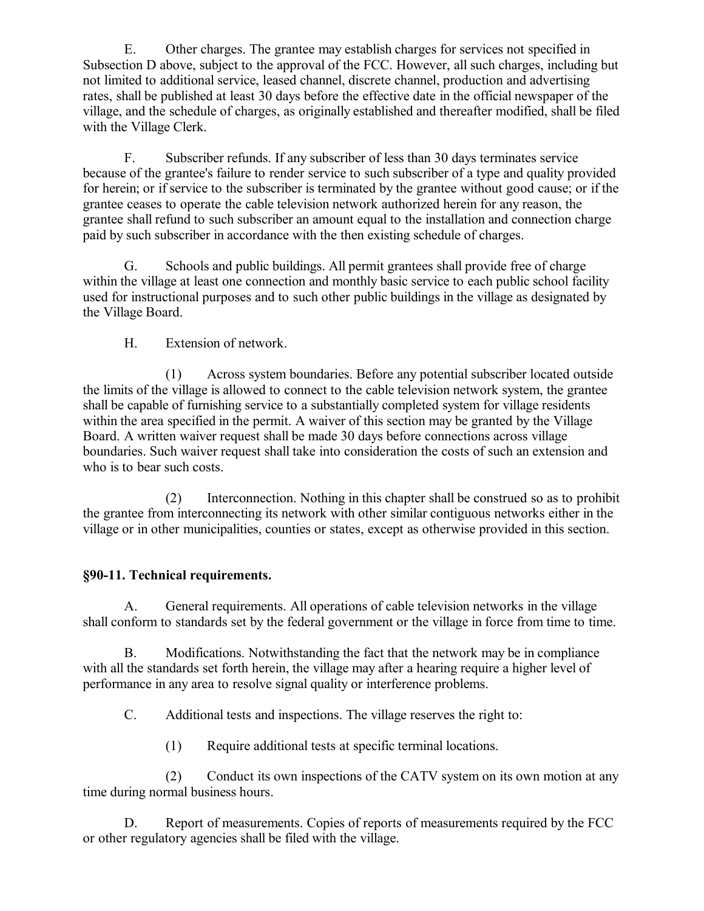E. Other charges. The grantee may establish charges for services not specified in Subsection D above, subject to the approval of the FCC. However, all such charges, including but not limited to additional service, leased channel, discrete channel, production and advertising rates, shall be published at least 30 days before the effective date in the official newspaper of the village, and the schedule of charges, as originally established and thereafter modified, shall be filed with the Village Clerk.

F. Subscriber refunds. If any subscriber of less than 30 days terminates service because of the grantee's failure to render service to such subscriber of a type and quality provided for herein; or if service to the subscriber is terminated by the grantee without good cause; or if the grantee ceases to operate the cable television network authorized herein for any reason, the grantee shall refund to such subscriber an amount equal to the installation and connection charge paid by such subscriber in accordance with the then existing schedule of charges.

G. Schools and public buildings. All permit grantees shall provide free of charge within the village at least one connection and monthly basic service to each public school facility used for instructional purposes and to such other public buildings in the village as designated by the Village Board.

H. Extension of network.

(1) Across system boundaries. Before any potential subscriber located outside the limits of the village is allowed to connect to the cable television network system, the grantee shall be capable of furnishing service to a substantially completed system for village residents within the area specified in the permit. A waiver of this section may be granted by the Village Board. A written waiver request shall be made 30 days before connections across village boundaries. Such waiver request shall take into consideration the costs of such an extension and who is to bear such costs.

(2) Interconnection. Nothing in this chapter shall be construed so as to prohibit the grantee from interconnecting its network with other similar contiguous networks either in the village or in other municipalities, counties or states, except as otherwise provided in this section.

**§90-11. Technical requirements.**

A. General requirements. All operations of cable television networks in the village shall conform to standards set by the federal government or the village in force from time to time.

B. Modifications. Notwithstanding the fact that the network may be in compliance with all the standards set forth herein, the village may after a hearing require a higher level of performance in any area to resolve signal quality or interference problems.

C. Additional tests and inspections. The village reserves the right to:

(1) Require additional tests at specific terminal locations.

(2) Conduct its own inspections of the CATV system on its own motion at any time during normal business hours.

D. Report of measurements. Copies of reports of measurements required by the FCC or other regulatory agencies shall be filed with the village.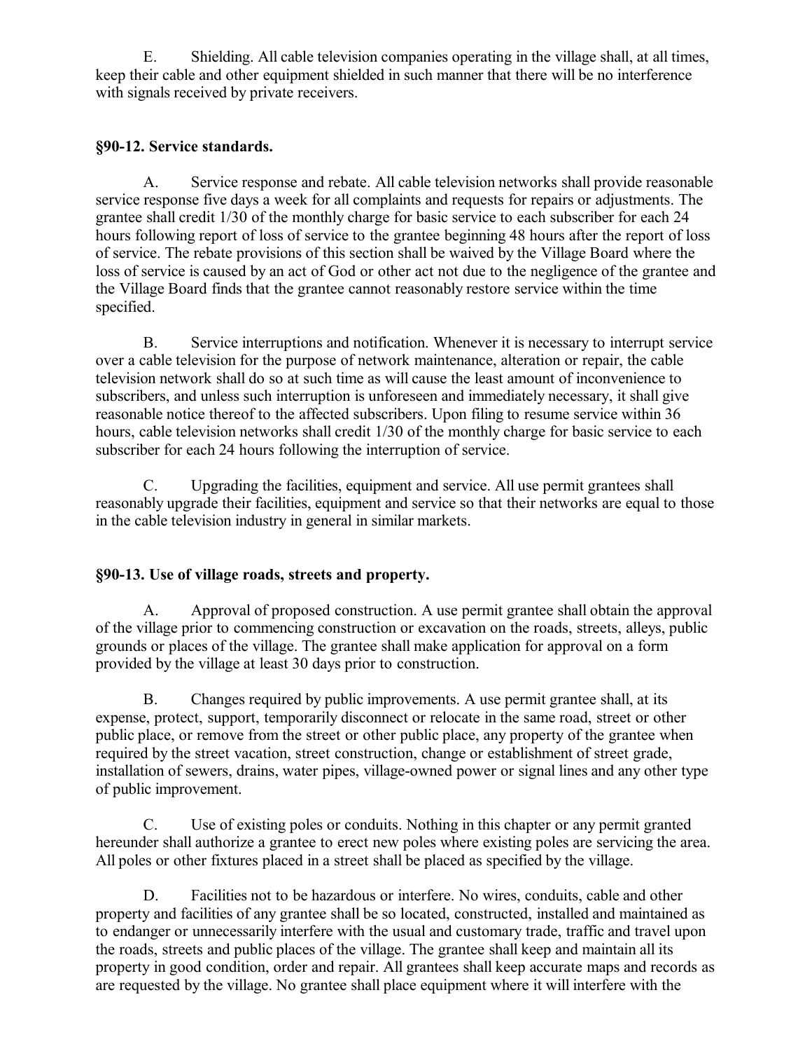E. Shielding. All cable television companies operating in the village shall, at all times, keep their cable and other equipment shielded in such manner that there will be no interference with signals received by private receivers.

### §90-12. Service standards.

A. Service response and rebate. All cable television networks shall provide reasonable service response five days a week for all complaints and requests for repairs or adjustments. The grantee shall credit 1/30 of the monthly charge for basic service to each subscriber for each 24 hours following report of loss of service to the grantee beginning 48 hours after the report of loss of service. The rebate provisions of this section shall be waived by the Village Board where the loss of service is caused by an act of God or other act not due to the negligence of the grantee and the Village Board finds that the grantee cannot reasonably restore service within the time specified.

B. Service interruptions and notification. Whenever it is necessary to interrupt service over a cable television for the purpose of network maintenance, alteration or repair, the cable television network shall do so at such time as will cause the least amount of inconvenience to subscribers, and unless such interruption is unforeseen and immediately necessary, it shall give reasonable notice thereof to the affected subscribers. Upon filing to resume service within 36 hours, cable television networks shall credit 1/30 of the monthly charge for basic service to each subscriber for each 24 hours following the interruption of service.

C. Upgrading the facilities, equipment and service. All use permit grantees shall reasonably upgrade their facilities, equipment and service so that their networks are equal to those in the cable television industry in general in similar markets.

### §90-13. Use of village roads, streets and property.

A. Approval of proposed construction. A use permit grantee shall obtain the approval of the village prior to commencing construction or excavation on the roads, streets, alleys, public grounds or places of the village. The grantee shall make application for approval on a form provided by the village at least 30 days prior to construction.

B. Changes required by public improvements. A use permit grantee shall, at its expense, protect, support, temporarily disconnect or relocate in the same road, street or other public place, or remove from the street or other public place, any property of the grantee when required by the street vacation, street construction, change or establishment of street grade, installation of sewers, drains, water pipes, village-owned power or signal lines and any other type of public improvement.

C. Use of existing poles or conduits. Nothing in this chapter or any permit granted hereunder shall authorize a grantee to erect new poles where existing poles are servicing the area. All poles or other fixtures placed in a street shall be placed as specified by the village.

D. Facilities not to be hazardous or interfere. No wires, conduits, cable and other property and facilities of any grantee shall be so located, constructed, installed and maintained as to endanger or unnecessarily interfere with the usual and customary trade, traffic and travel upon the roads, streets and public places of the village. The grantee shall keep and maintain all its property in good condition, order and repair. All grantees shall keep accurate maps and records as are requested by the village. No grantee shall place equipment where it will interfere with the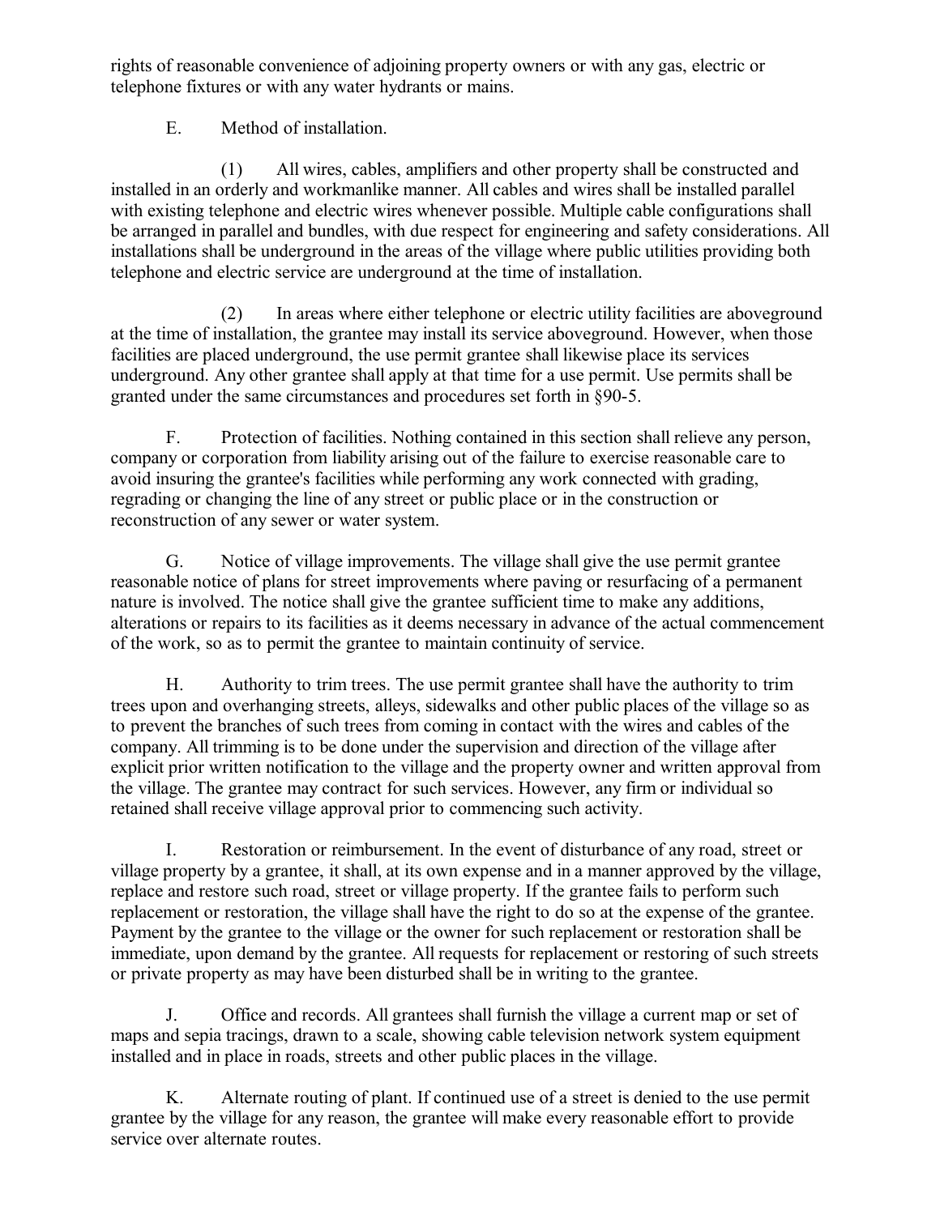rights of reasonable convenience of adjoining property owners or with any gas, electric or telephone fixtures or with any water hydrants or mains.

E. Method of installation.

(1) All wires, cables, amplifiers and other property shall be constructed and installed in an orderly and workmanlike manner. All cables and wires shall be installed parallel with existing telephone and electric wires whenever possible. Multiple cable configurations shall be arranged in parallel and bundles, with due respect for engineering and safety considerations. All installations shall be underground in the areas of the village where public utilities providing both telephone and electric service are underground at the time of installation.

(2) In areas where either telephone or electric utility facilities are aboveground at the time of installation, the grantee may install its service aboveground. However, when those facilities are placed underground, the use permit grantee shall likewise place its services underground. Any other grantee shall apply at that time for a use permit. Use permits shall be granted under the same circumstances and procedures set forth in §90-5.

F. Protection of facilities. Nothing contained in this section shall relieve any person, company or corporation from liability arising out of the failure to exercise reasonable care to avoid insuring the grantee's facilities while performing any work connected with grading, regrading or changing the line of any street or public place or in the construction or reconstruction of any sewer or water system.

G. Notice of village improvements. The village shall give the use permit grantee reasonable notice of plans for street improvements where paving or resurfacing of a permanent nature is involved. The notice shall give the grantee sufficient time to make any additions, alterations or repairs to its facilities as it deems necessary in advance of the actual commencement of the work, so as to permit the grantee to maintain continuity of service.

H. Authority to trim trees. The use permit grantee shall have the authority to trim trees upon and overhanging streets, alleys, sidewalks and other public places of the village so as to prevent the branches of such trees from coming in contact with the wires and cables of the company. All trimming is to be done under the supervision and direction of the village after explicit prior written notification to the village and the property owner and written approval from the village. The grantee may contract for such services. However, any firm or individual so retained shall receive village approval prior to commencing such activity.

I. Restoration or reimbursement. In the event of disturbance of any road, street or village property by a grantee, it shall, at its own expense and in a manner approved by the village, replace and restore such road, street or village property. If the grantee fails to perform such replacement or restoration, the village shall have the right to do so at the expense of the grantee. Payment by the grantee to the village or the owner for such replacement or restoration shall be immediate, upon demand by the grantee. All requests for replacement or restoring of such streets or private property as may have been disturbed shall be in writing to the grantee.

J. Office and records. All grantees shall furnish the village a current map or set of maps and sepia tracings, drawn to a scale, showing cable television network system equipment installed and in place in roads, streets and other public places in the village.

K. Alternate routing of plant. If continued use of a street is denied to the use permit grantee by the village for any reason, the grantee will make every reasonable effort to provide service over alternate routes.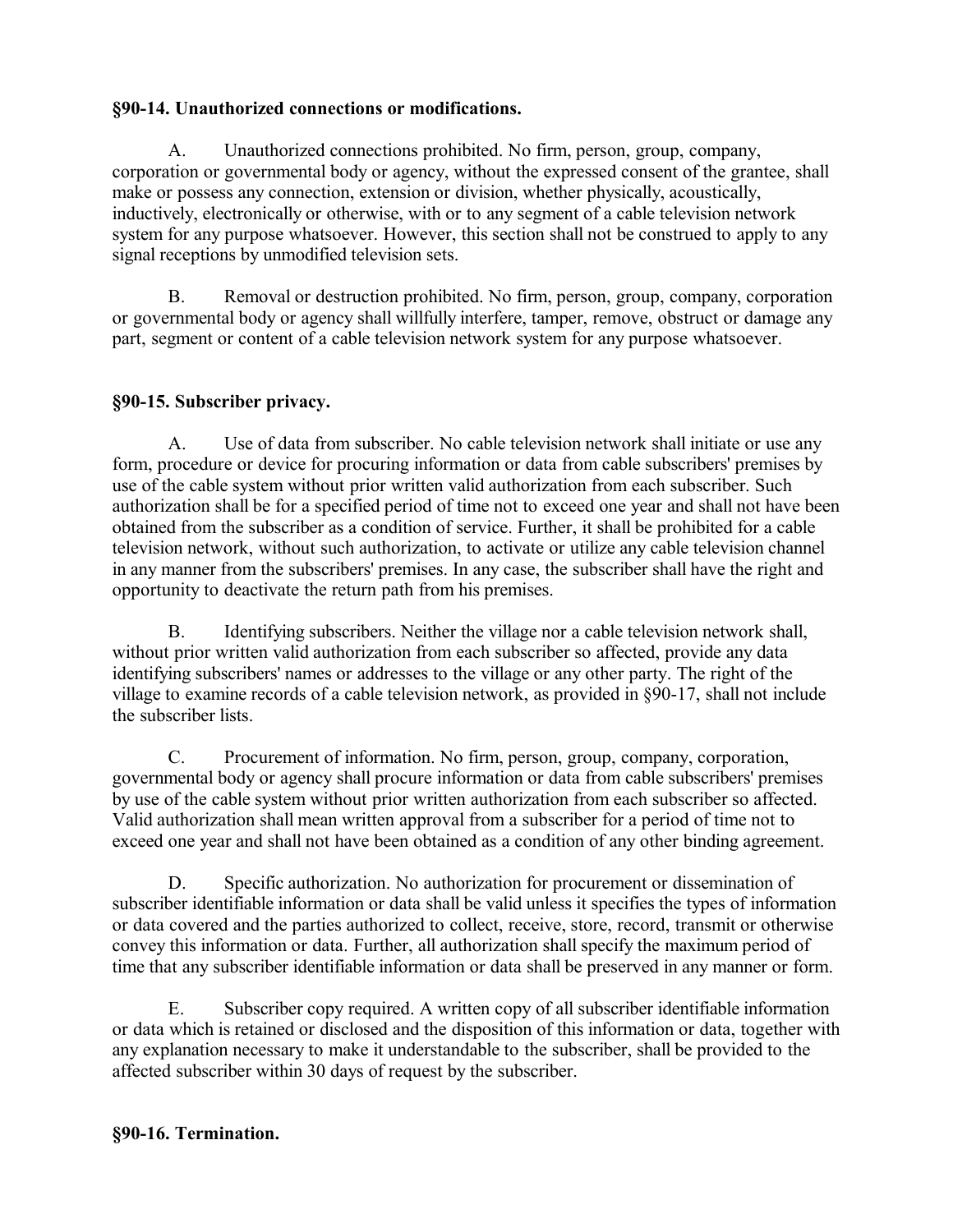**§90-14. Unauthorized connections or modifications.**

A. Unauthorized connections prohibited. No firm, person, group, company, corporation or governmental body or agency, without the expressed consent of the grantee, shall make or possess any connection, extension or division, whether physically, acoustically, inductively, electronically or otherwise, with or to any segment of a cable television network system for any purpose whatsoever. However, this section shall not be construed to apply to any signal receptions by unmodified television sets.

B. Removal or destruction prohibited. No firm, person, group, company, corporation or governmental body or agency shall willfully interfere, tamper, remove, obstruct or damage any part, segment or content of a cable television network system for any purpose whatsoever.

**§90-15. Subscriber privacy.**

A. Use of data from subscriber. No cable television network shall initiate or use any form, procedure or device for procuring information or data from cable subscribers' premises by use of the cable system without prior written valid authorization from each subscriber. Such authorization shall be for a specified period of time not to exceed one year and shall not have been obtained from the subscriber as a condition of service. Further, it shall be prohibited for a cable television network, without such authorization, to activate or utilize any cable television channel in any manner from the subscribers' premises. In any case, the subscriber shall have the right and opportunity to deactivate the return path from his premises.

B. Identifying subscribers. Neither the village nor a cable television network shall, without prior written valid authorization from each subscriber so affected, provide any data identifying subscribers' names or addresses to the village or any other party. The right of the village to examine records of a cable television network, as provided in §90-17, shall not include the subscriber lists.

C. Procurement of information. No firm, person, group, company, corporation, governmental body or agency shall procure information or data from cable subscribers' premises by use of the cable system without prior written authorization from each subscriber so affected. Valid authorization shall mean written approval from a subscriber for a period of time not to exceed one year and shall not have been obtained as a condition of any other binding agreement.

D. Specific authorization. No authorization for procurement or dissemination of subscriber identifiable information or data shall be valid unless it specifies the types of information or data covered and the parties authorized to collect, receive, store, record, transmit or otherwise convey this information or data. Further, all authorization shall specify the maximum period of time that any subscriber identifiable information or data shall be preserved in any manner or form.

E. Subscriber copy required. A written copy of all subscriber identifiable information or data which is retained or disclosed and the disposition of this information or data, together with any explanation necessary to make it understandable to the subscriber, shall be provided to the affected subscriber within 30 days of request by the subscriber.

**§90-16. Termination.**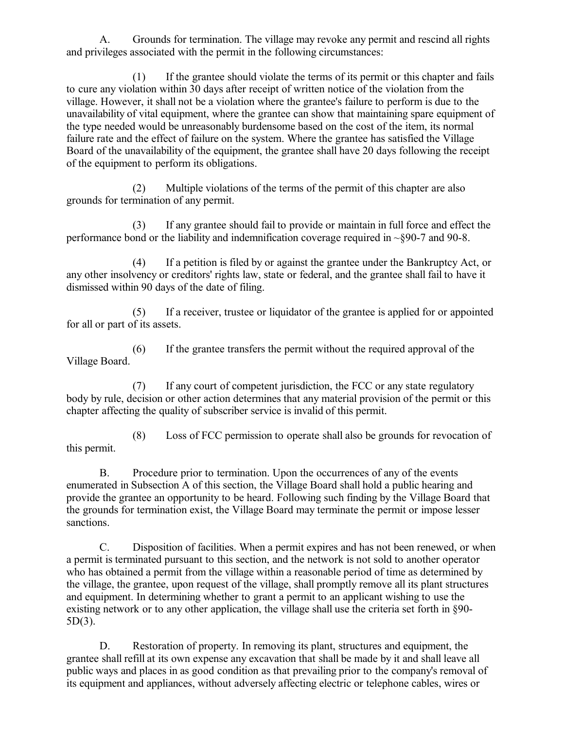A. Grounds for termination. The village may revoke any permit and rescind all rights and privileges associated with the permit in the following circumstances:

(1) If the grantee should violate the terms of its permit or this chapter and fails to cure any violation within 30 days after receipt of written notice of the violation from the village. However, it shall not be a violation where the grantee's failure to perform is due to the unavailability of vital equipment, where the grantee can show that maintaining spare equipment of the type needed would be unreasonably burdensome based on the cost of the item, its normal failure rate and the effect of failure on the system. Where the grantee has satisfied the Village Board of the unavailability of the equipment, the grantee shall have 20 days following the receipt of the equipment to perform its obligations.

(2) Multiple violations of the terms of the permit of this chapter are also grounds for termination of any permit.

(3) If any grantee should fail to provide or maintain in full force and effect the performance bond or the liability and indemnification coverage required in ~§90-7 and 90-8.

(4) If a petition is filed by or against the grantee under the Bankruptcy Act, or any other insolvency or creditors' rights law, state or federal, and the grantee shall fail to have it dismissed within 90 days of the date of filing.

(5) If a receiver, trustee or liquidator of the grantee is applied for or appointed for all or part of its assets.

(6) If the grantee transfers the permit without the required approval of the Village Board.

(7) If any court of competent jurisdiction, the FCC or any state regulatory body by rule, decision or other action determines that any material provision of the permit or this chapter affecting the quality of subscriber service is invalid of this permit.

(8) Loss of FCC permission to operate shall also be grounds for revocation of this permit.

B. Procedure prior to termination. Upon the occurrences of any of the events enumerated in Subsection A of this section, the Village Board shall hold a public hearing and provide the grantee an opportunity to be heard. Following such finding by the Village Board that the grounds for termination exist, the Village Board may terminate the permit or impose lesser sanctions.

C. Disposition of facilities. When a permit expires and has not been renewed, or when a permit is terminated pursuant to this section, and the network is not sold to another operator who has obtained a permit from the village within a reasonable period of time as determined by the village, the grantee, upon request of the village, shall promptly remove all its plant structures and equipment. In determining whether to grant a permit to an applicant wishing to use the existing network or to any other application, the village shall use the criteria set forth in §90-5D(3).

D. Restoration of property. In removing its plant, structures and equipment, the grantee shall refill at its own expense any excavation that shall be made by it and shall leave all public ways and places in as good condition as that prevailing prior to the company's removal of its equipment and appliances, without adversely affecting electric or telephone cables, wires or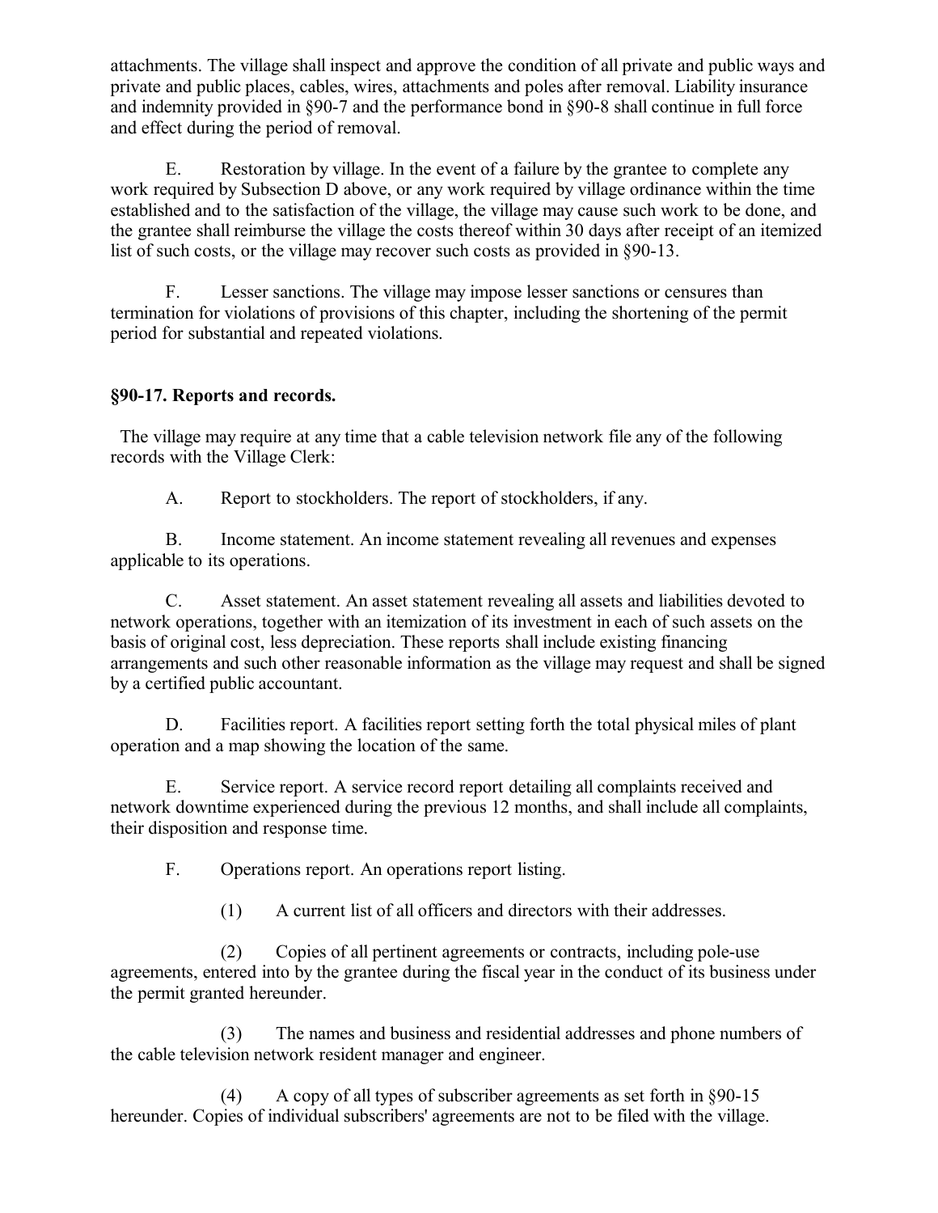attachments. The village shall inspect and approve the condition of all private and public ways and private and public places, cables, wires, attachments and poles after removal. Liability insurance and indemnity provided in §90-7 and the performance bond in §90-8 shall continue in full force and effect during the period of removal.

E. Restoration by village. In the event of a failure by the grantee to complete any work required by Subsection D above, or any work required by village ordinance within the time established and to the satisfaction of the village, the village may cause such work to be done, and the grantee shall reimburse the village the costs thereof within 30 days after receipt of an itemized list of such costs, or the village may recover such costs as provided in §90-13.

F. Lesser sanctions. The village may impose lesser sanctions or censures than termination for violations of provisions of this chapter, including the shortening of the permit period for substantial and repeated violations.

**§90-17. Reports and records.**

The village may require at any time that a cable television network file any of the following records with the Village Clerk:

A. Report to stockholders. The report of stockholders, if any.

B. Income statement. An income statement revealing all revenues and expenses applicable to its operations.

C. Asset statement. An asset statement revealing all assets and liabilities devoted to network operations, together with an itemization of its investment in each of such assets on the basis of original cost, less depreciation. These reports shall include existing financing arrangements and such other reasonable information as the village may request and shall be signed by a certified public accountant.

D. Facilities report. A facilities report setting forth the total physical miles of plant operation and a map showing the location of the same.

E. Service report. A service record report detailing all complaints received and network downtime experienced during the previous 12 months, and shall include all complaints, their disposition and response time.

F. Operations report. An operations report listing.

(1) A current list of all officers and directors with their addresses.

(2) Copies of all pertinent agreements or contracts, including pole-use agreements, entered into by the grantee during the fiscal year in the conduct of its business under the permit granted hereunder.

(3) The names and business and residential addresses and phone numbers of the cable television network resident manager and engineer.

(4) A copy of all types of subscriber agreements as set forth in §90-15 hereunder. Copies of individual subscribers' agreements are not to be filed with the village.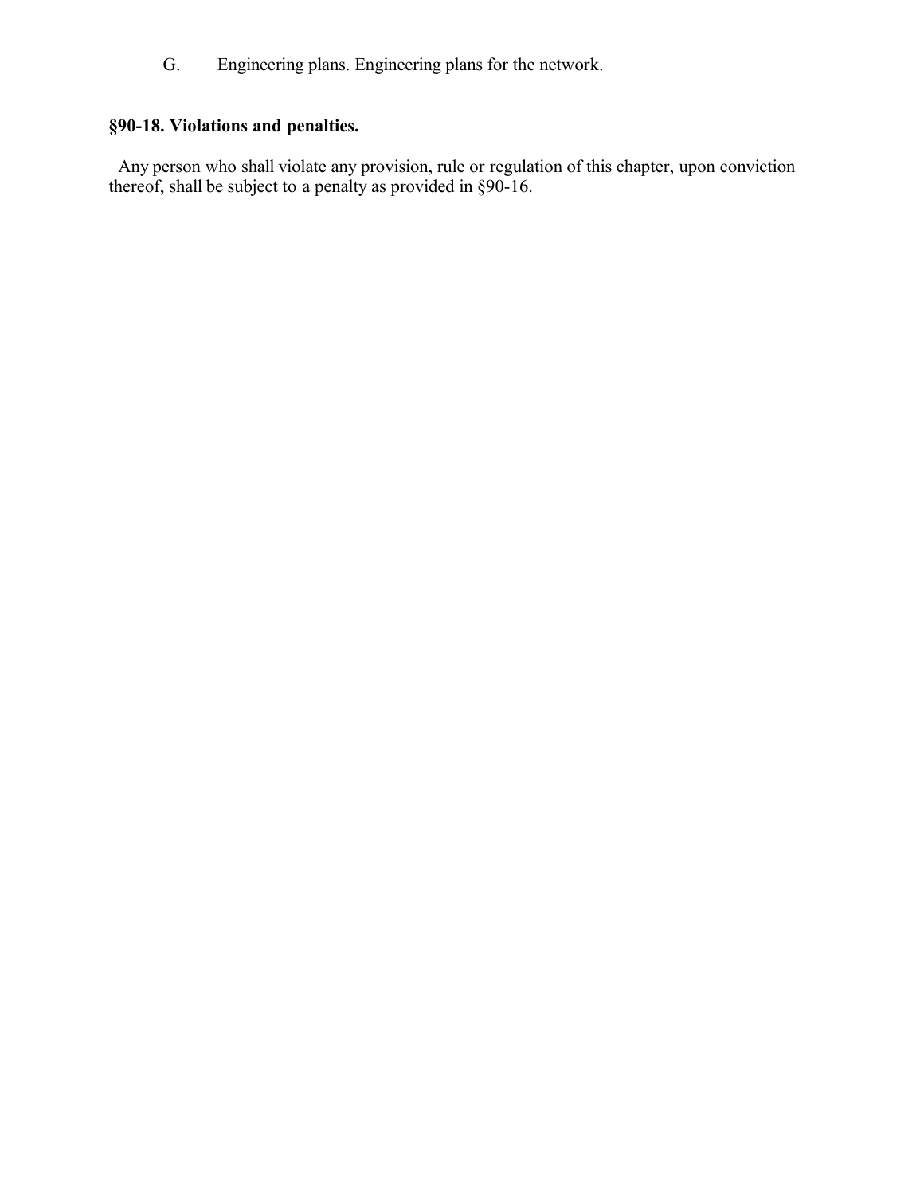G. Engineering plans. Engineering plans for the network.

**§90-18. Violations and penalties.**

Any person who shall violate any provision, rule or regulation of this chapter, upon conviction thereof, shall be subject to a penalty as provided in §90-16.